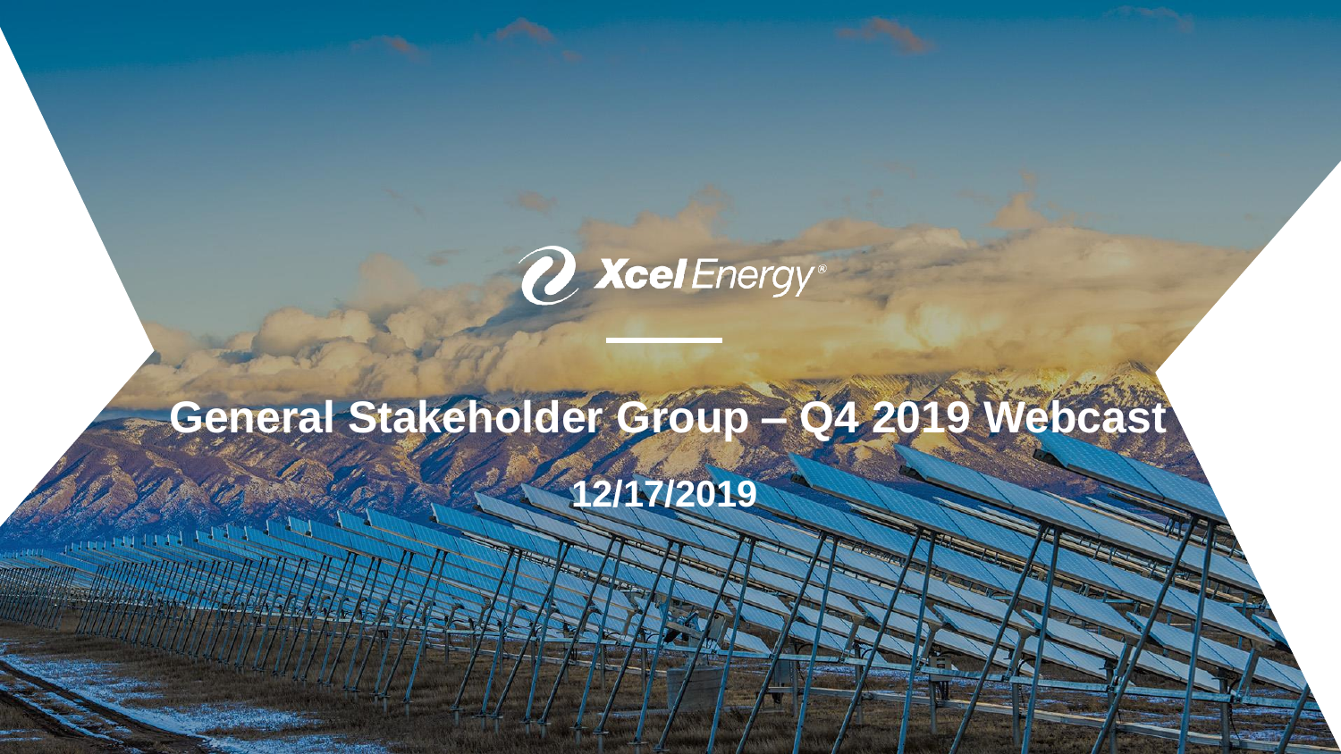Xcel Energy®

# General Stakeholder Group – Q4 2019 Webcast

12/17/2019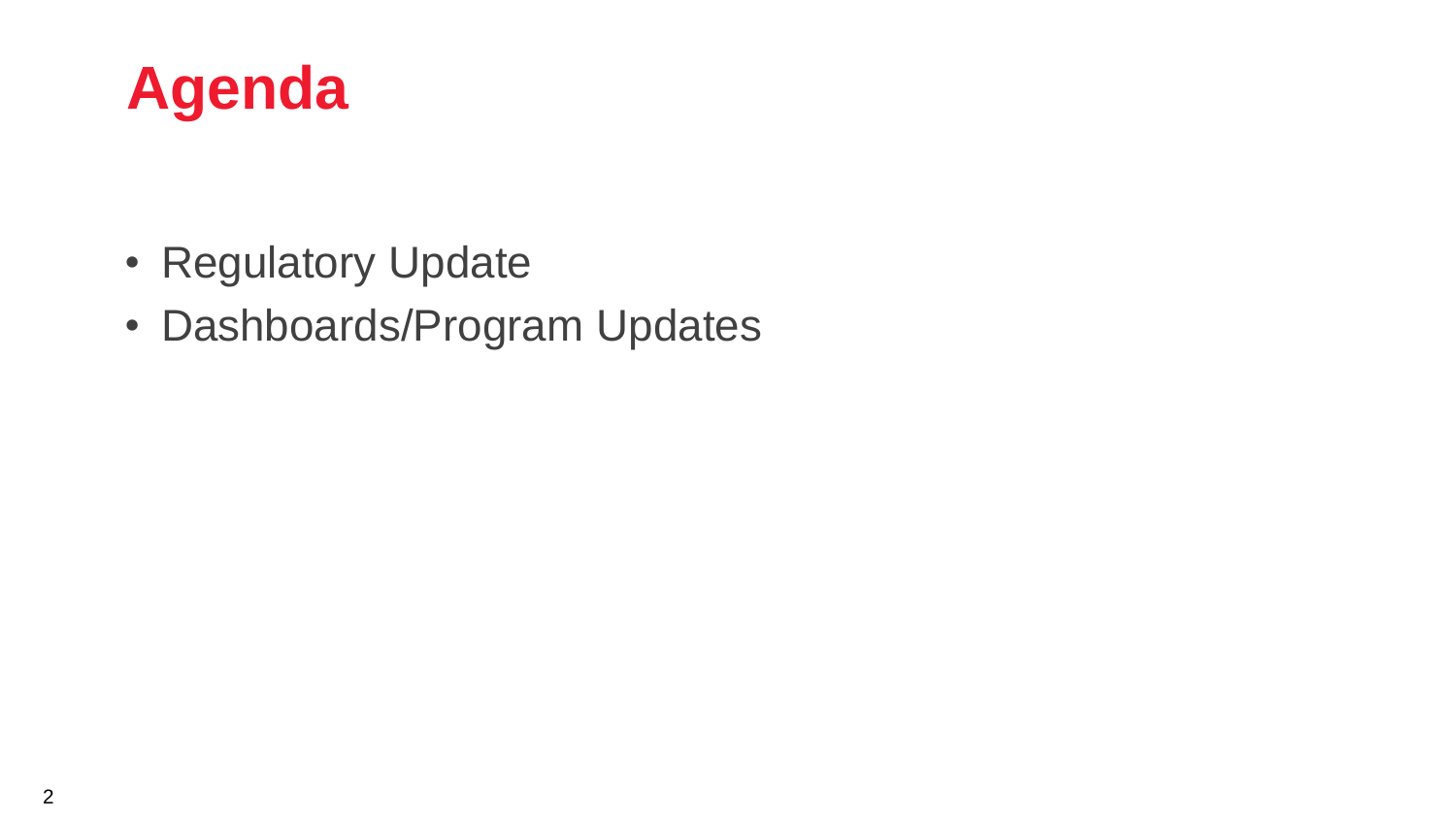# Agenda

- Regulatory Update
- Dashboards/Program Updates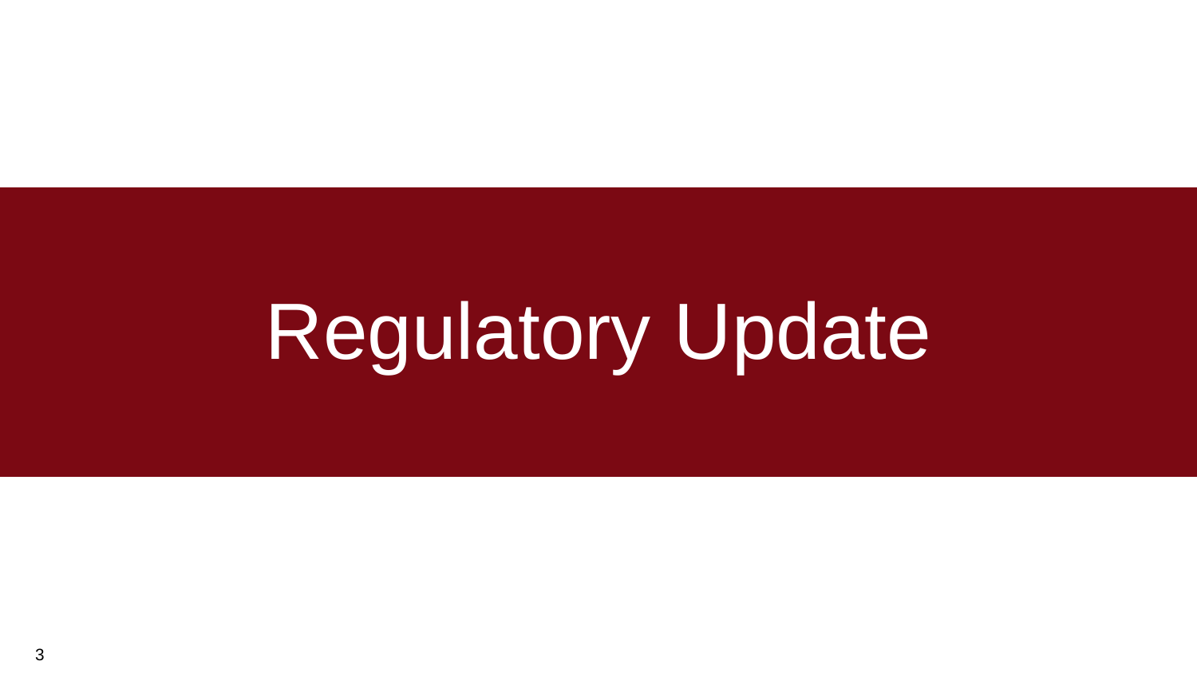# Regulatory Update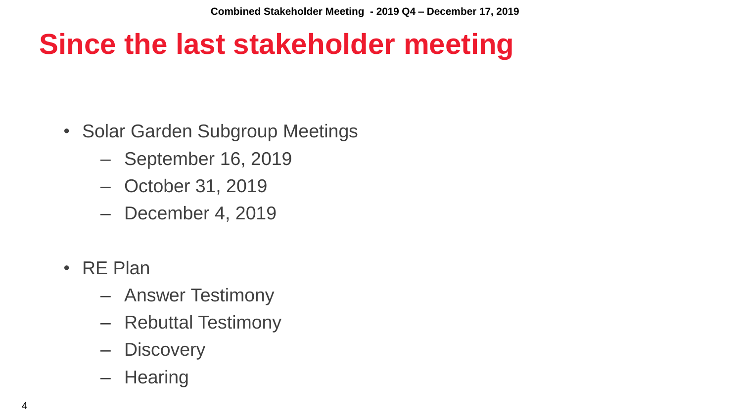# Since the last stakeholder meeting

- Solar Garden Subgroup Meetings
  - September 16, 2019
  - October 31, 2019
  - December 4, 2019
- RE Plan
  - Answer Testimony
  - Rebuttal Testimony
  - Discovery
  - Hearing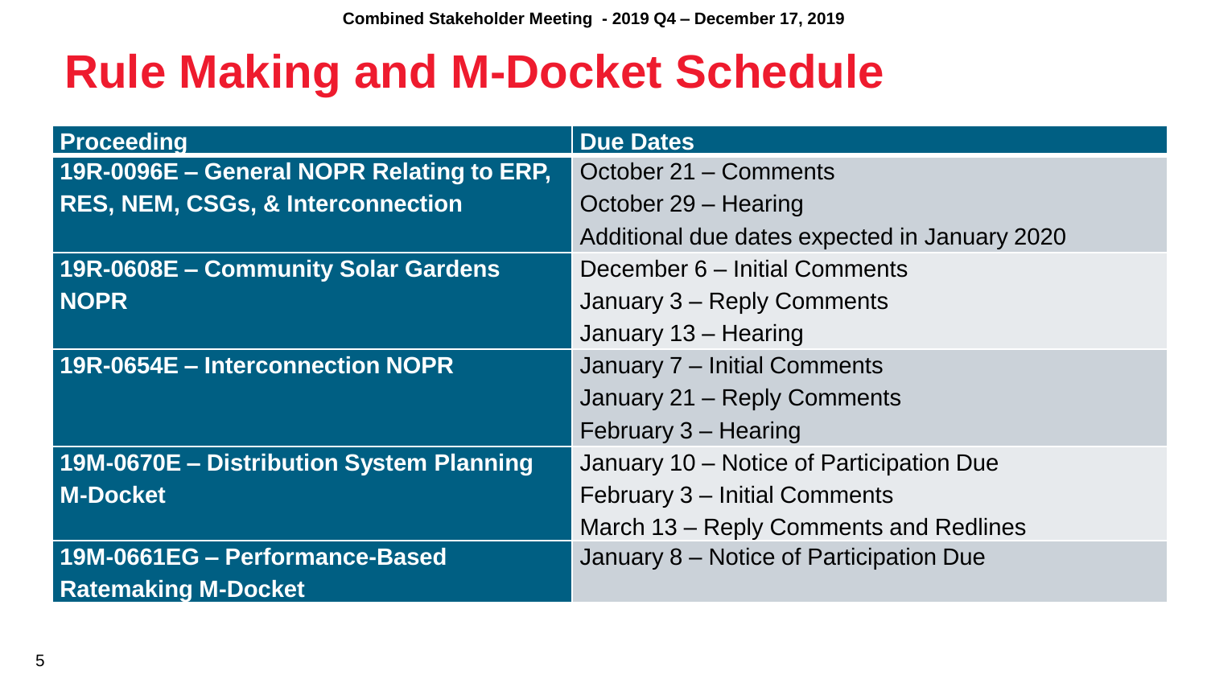# Rule Making and M-Docket Schedule

| Proceeding | Due Dates |
| --- | --- |
| **19R-0096E – General NOPR Relating to ERP, RES, NEM, CSGs, & Interconnection** | October 21 – Comments<br>October 29 – Hearing<br>Additional due dates expected in January 2020 |
| **19R-0608E – Community Solar Gardens NOPR** | December 6 – Initial Comments<br>January 3 – Reply Comments<br>January 13 – Hearing |
| **19R-0654E – Interconnection NOPR** | January 7 – Initial Comments<br>January 21 – Reply Comments<br>February 3 – Hearing |
| **19M-0670E – Distribution System Planning M-Docket** | January 10 – Notice of Participation Due<br>February 3 – Initial Comments<br>March 13 – Reply Comments and Redlines |
| **19M-0661EG – Performance-Based Ratemaking M-Docket** | January 8 – Notice of Participation Due |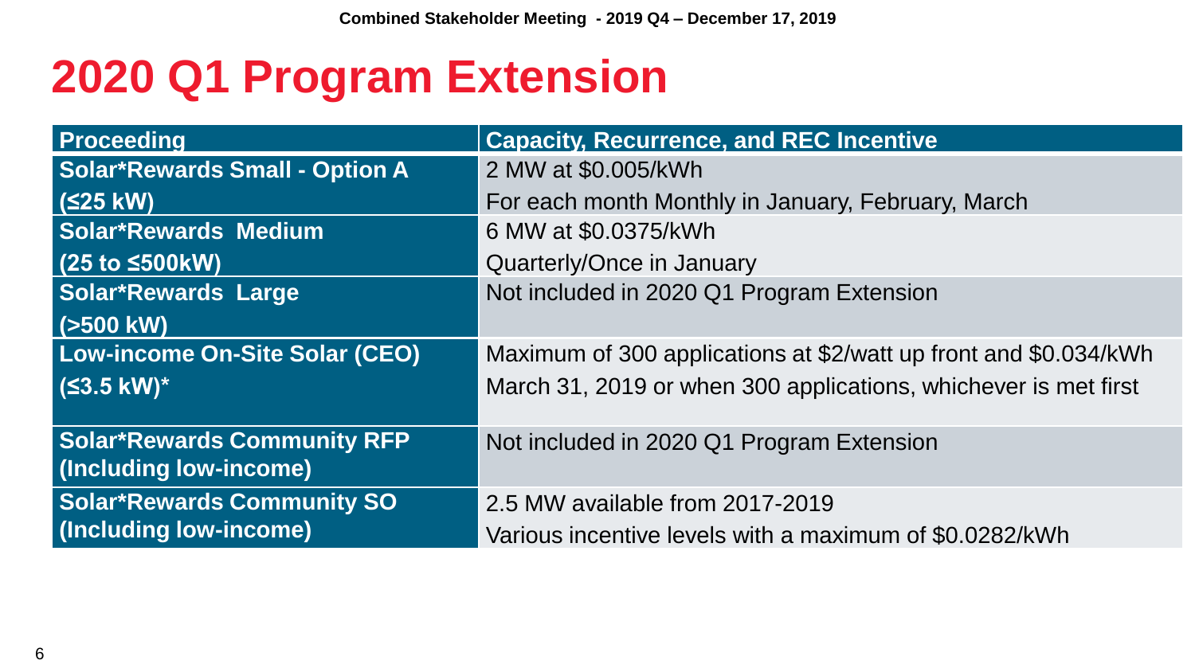# 2020 Q1 Program Extension

| Proceeding | Capacity, Recurrence, and REC Incentive |
|---|---|
| **Solar*Rewards Small - Option A (≤25 kW)** | 2 MW at $0.005/kWh<br>For each month Monthly in January, February, March |
| **Solar*Rewards Medium (25 to ≤500kW)** | 6 MW at $0.0375/kWh<br>Quarterly/Once in January |
| **Solar*Rewards Large (>500 kW)** | Not included in 2020 Q1 Program Extension |
| **Low-income On-Site Solar (CEO) (≤3.5 kW)*** | Maximum of 300 applications at $2/watt up front and $0.034/kWh<br>March 31, 2019 or when 300 applications, whichever is met first |
| **Solar*Rewards Community RFP (Including low-income)** | Not included in 2020 Q1 Program Extension |
| **Solar*Rewards Community SO (Including low-income)** | 2.5 MW available from 2017-2019<br>Various incentive levels with a maximum of $0.0282/kWh |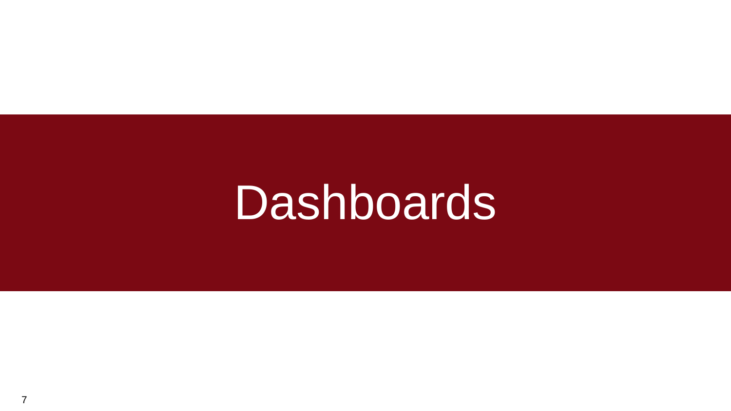# Dashboards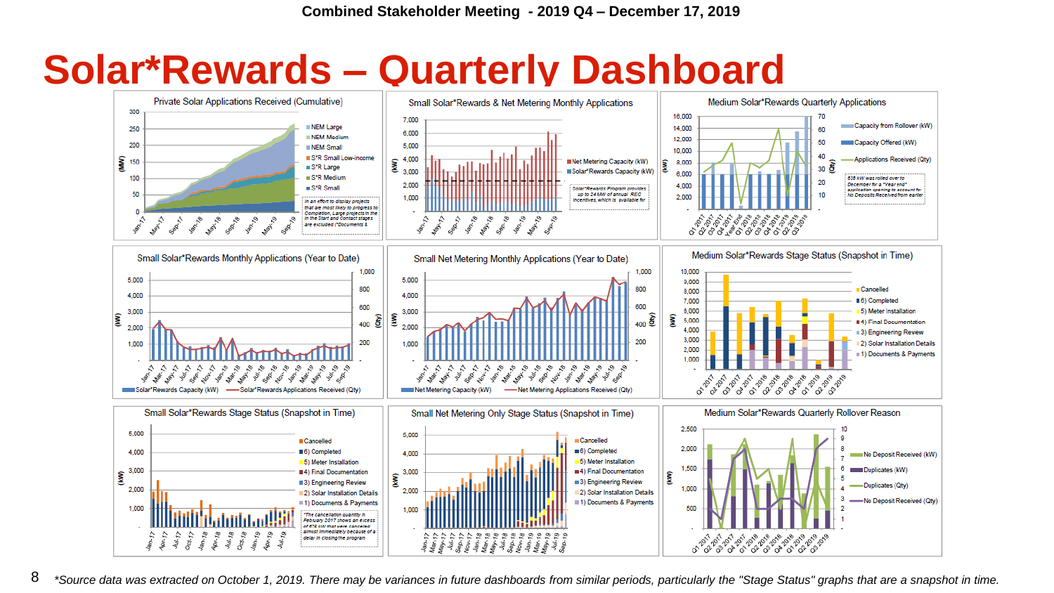Combined Stakeholder Meeting - 2019 Q4 – December 17, 2019

# Solar*Rewards – Quarterly Dashboard

### Private Solar Applications Received (Cumulative)

Legend: NEM Large; NEM Medium; NEM Small; S*R Small Low-income; S*R Large; S*R Medium; S*R Small

In an effort to display projects that are most likely to progress to Completion, Large projects in the in the Start and Contact stages are excluded ("Documents &

### Small Solar*Rewards & Net Metering Monthly Applications

Legend: Net Metering Capacity (kW); Solar*Rewards Capacity (kW)

Solar*Rewards Program provides up to 24 MW of annual REC incentives, which is available for

### Medium Solar*Rewards Quarterly Applications

Legend: Capacity from Rollover (kW); Capacity Offered (kW); Applications Received (Qty)

626 kW was rolled over to December for a "Year end" application opening to account for No Deposits Received from earlier

### Small Solar*Rewards Monthly Applications (Year to Date)

Legend: Solar*Rewards Capacity (kW); Solar*Rewards Applications Received (Qty)

### Small Net Metering Monthly Applications (Year to Date)

Legend: Net Metering Capacity (kW); Net Metering Applications Received (Qty)

### Medium Solar*Rewards Stage Status (Snapshot in Time)

Legend: Cancelled; 6) Completed; 5) Meter Installation; 4) Final Documentation; 3) Engineering Review; 2) Solar Installation Details; 1) Documents & Payments

### Small Solar*Rewards Stage Status (Snapshot in Time)

Legend: Cancelled; 6) Completed; 5) Meter Installation; 4) Final Documentation; 3) Engineering Review; 2) Solar Installation Details; 1) Documents & Payments

*The cancellation quantity in February 2017 shows an excess of 676 kW that were cancelled almost immediately because of a delay in closing the program

### Small Net Metering Only Stage Status (Snapshot in Time)

Legend: Cancelled; 6) Completed; 5) Meter Installation; 4) Final Documentation; 3) Engineering Review; 2) Solar Installation Details; 1) Documents & Payments

### Medium Solar*Rewards Quarterly Rollover Reason

Legend: No Deposit Received (kW); Duplicates (kW); Duplicates (Qty); No Deposit Received (Qty)

*Source data was extracted on October 1, 2019. There may be variances in future dashboards from similar periods, particularly the "Stage Status" graphs that are a snapshot in time.*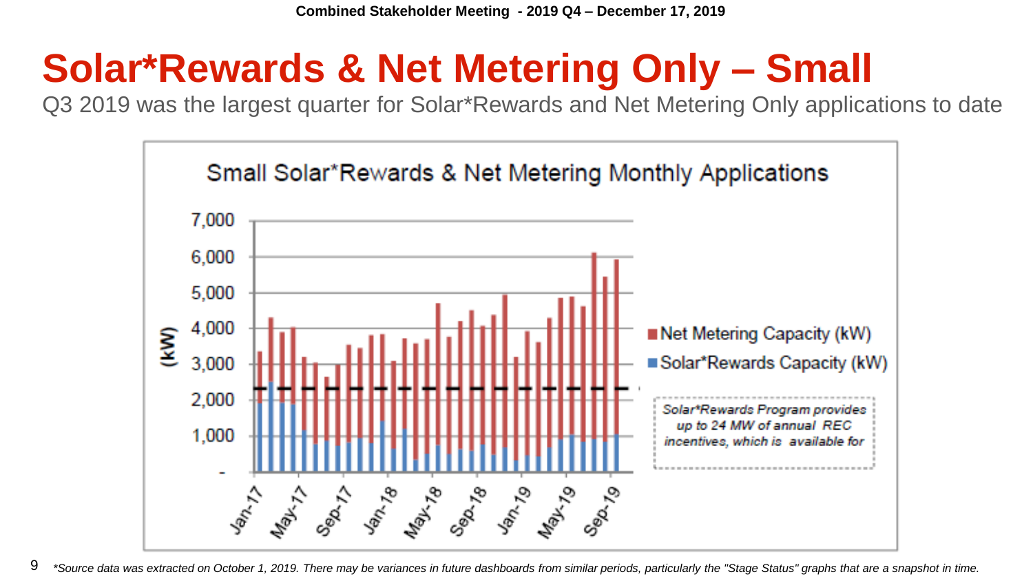# Solar*Rewards & Net Metering Only – Small

Q3 2019 was the largest quarter for Solar*Rewards and Net Metering Only applications to date

Small Solar*Rewards & Net Metering Monthly Applications

(kW)

7,000
6,000
5,000
4,000
3,000
2,000
1,000
-

Jan-17 May-17 Sep-17 Jan-18 May-18 Sep-18 Jan-19 May-19 Sep-19

Net Metering Capacity (kW)

Solar*Rewards Capacity (kW)

*Solar*Rewards Program provides up to 24 MW of annual REC incentives, which is available for*

*\*Source data was extracted on October 1, 2019. There may be variances in future dashboards from similar periods, particularly the "Stage Status" graphs that are a snapshot in time.*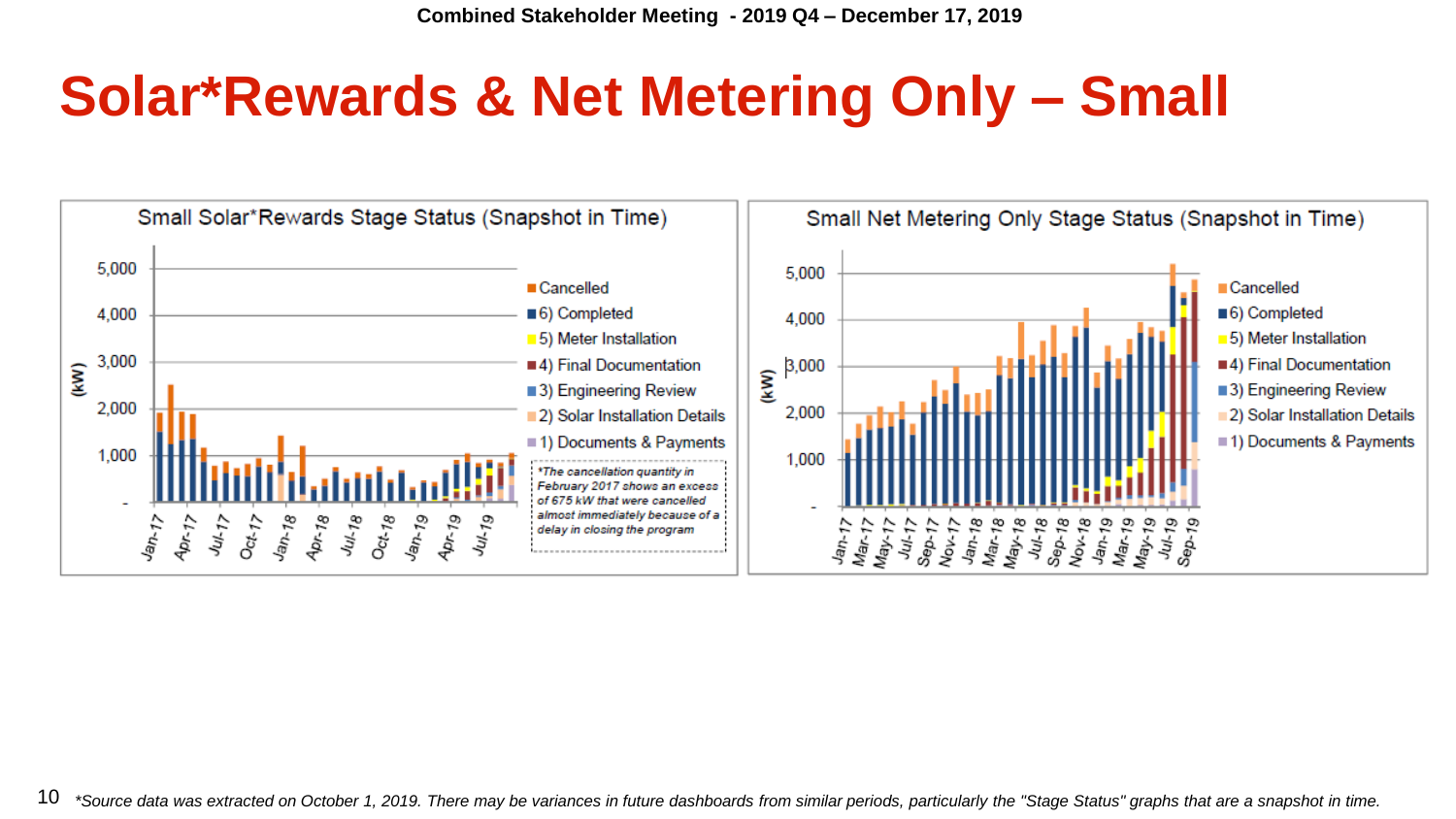# Solar*Rewards & Net Metering Only – Small

## Small Solar*Rewards Stage Status (Snapshot in Time)

(kW)

- Cancelled
- 6) Completed
- 5) Meter Installation
- 4) Final Documentation
- 3) Engineering Review
- 2) Solar Installation Details
- 1) Documents & Payments

*The cancellation quantity in February 2017 shows an excess of 675 kW that were cancelled almost immediately because of a delay in closing the program*

## Small Net Metering Only Stage Status (Snapshot in Time)

(kW)

- Cancelled
- 6) Completed
- 5) Meter Installation
- 4) Final Documentation
- 3) Engineering Review
- 2) Solar Installation Details
- 1) Documents & Payments

*\*Source data was extracted on October 1, 2019. There may be variances in future dashboards from similar periods, particularly the "Stage Status" graphs that are a snapshot in time.*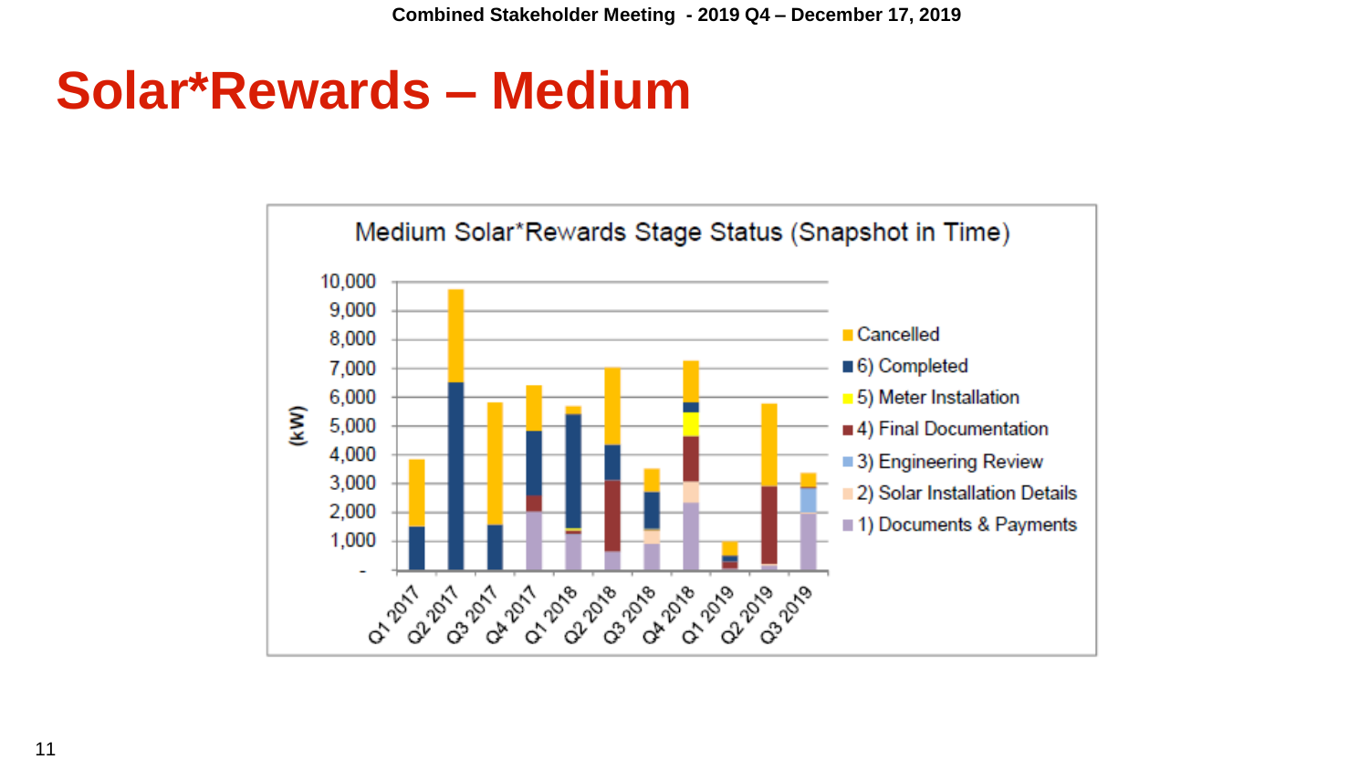# Solar*Rewards – Medium

Medium Solar*Rewards Stage Status (Snapshot in Time)

(kW)

10,000
9,000
8,000
7,000
6,000
5,000
4,000
3,000
2,000
1,000
-

Q1 2017, Q2 2017, Q3 2017, Q4 2017, Q1 2018, Q2 2018, Q3 2018, Q4 2018, Q1 2019, Q2 2019, Q3 2019

- Cancelled
- 6) Completed
- 5) Meter Installation
- 4) Final Documentation
- 3) Engineering Review
- 2) Solar Installation Details
- 1) Documents & Payments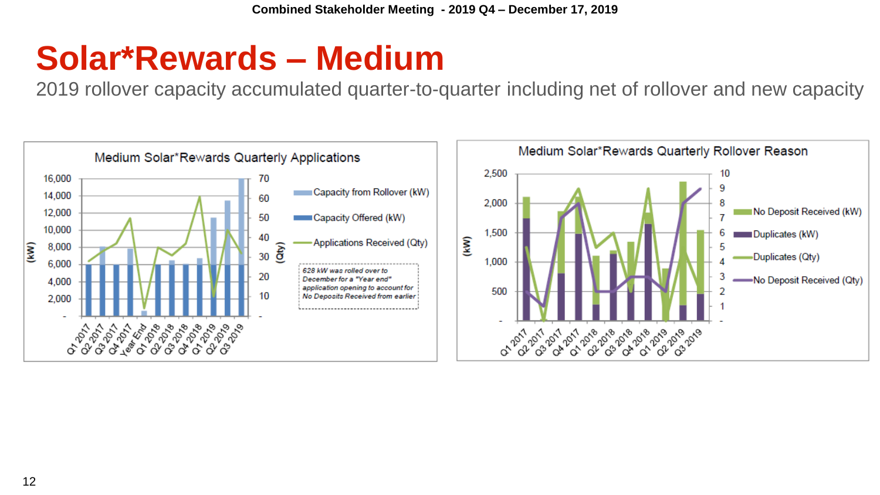# Solar*Rewards – Medium

2019 rollover capacity accumulated quarter-to-quarter including net of rollover and new capacity

**Medium Solar*Rewards Quarterly Applications**

Legend: Capacity from Rollover (kW); Capacity Offered (kW); Applications Received (Qty)

Left axis: (kW) — -, 2,000, 4,000, 6,000, 8,000, 10,000, 12,000, 14,000, 16,000
Right axis: (Qty) — -, 10, 20, 30, 40, 50, 60, 70

X-axis: Q1 2017, Q2 2017, Q3 2017, Q4 2017, Year End, Q1 2018, Q2 2018, Q3 2018, Q4 2018, Q1 2019, Q2 2019, Q3 2019

*628 kW was rolled over to December for a "Year end" application opening to account for No Deposits Received from earlier*

**Medium Solar*Rewards Quarterly Rollover Reason**

Legend: No Deposit Received (kW); Duplicates (kW); Duplicates (Qty); No Deposit Received (Qty)

Left axis: (kW) — -, 500, 1,000, 1,500, 2,000, 2,500
Right axis: -, 1, 2, 3, 4, 5, 6, 7, 8, 9, 10

X-axis: Q1 2017, Q2 2017, Q3 2017, Q4 2017, Q1 2018, Q2 2018, Q3 2018, Q4 2018, Q1 2019, Q2 2019, Q3 2019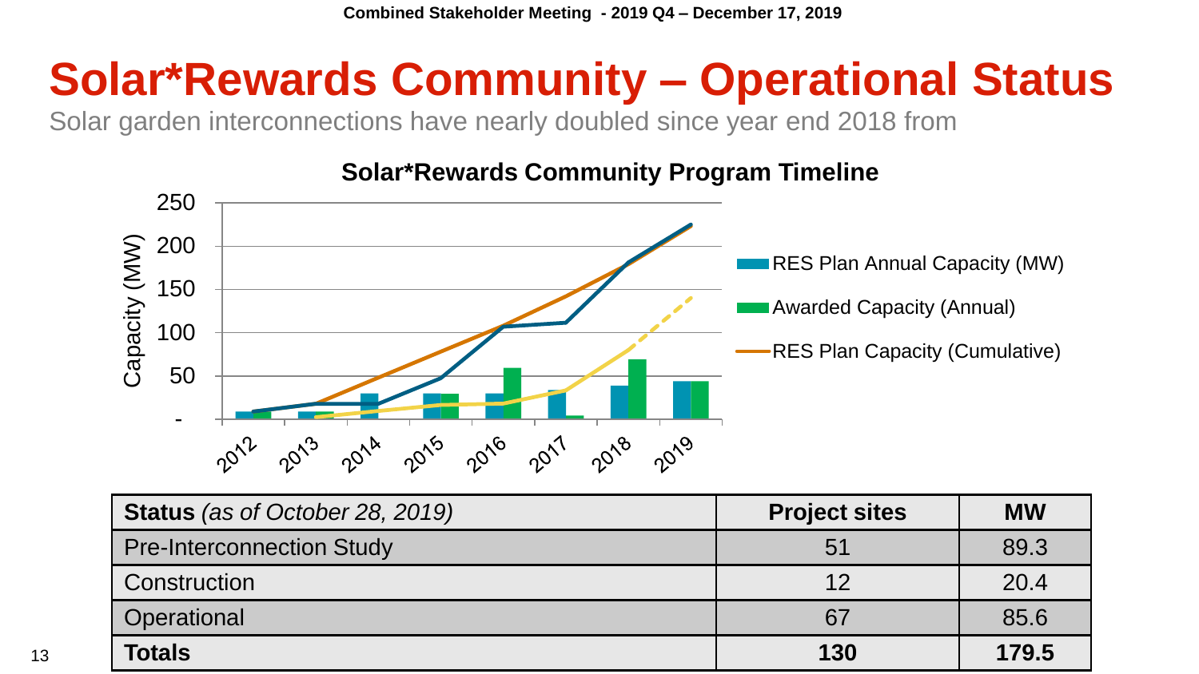# Solar*Rewards Community – Operational Status

Solar garden interconnections have nearly doubled since year end 2018 from

**Solar*Rewards Community Program Timeline**

| Status *(as of October 28, 2019)* | Project sites | MW |
|---|---|---|
| Pre-Interconnection Study | 51 | 89.3 |
| Construction | 12 | 20.4 |
| Operational | 67 | 85.6 |
| **Totals** | **130** | **179.5** |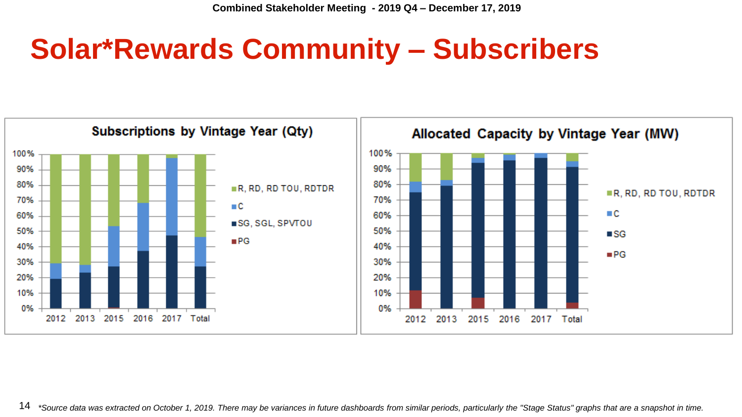# Solar*Rewards Community – Subscribers

### Subscriptions by Vintage Year (Qty)

100%
90%
80%
70%
60%
50%
40%
30%
20%
10%
0%

2012 2013 2015 2016 2017 Total

- R, RD, RD TOU, RDTDR
- C
- SG, SGL, SPVTOU
- PG

### Allocated Capacity by Vintage Year (MW)

100%
90%
80%
70%
60%
50%
40%
30%
20%
10%
0%

2012 2013 2015 2016 2017 Total

- R, RD, RD TOU, RDTDR
- C
- SG
- PG

*Source data was extracted on October 1, 2019. There may be variances in future dashboards from similar periods, particularly the "Stage Status" graphs that are a snapshot in time.*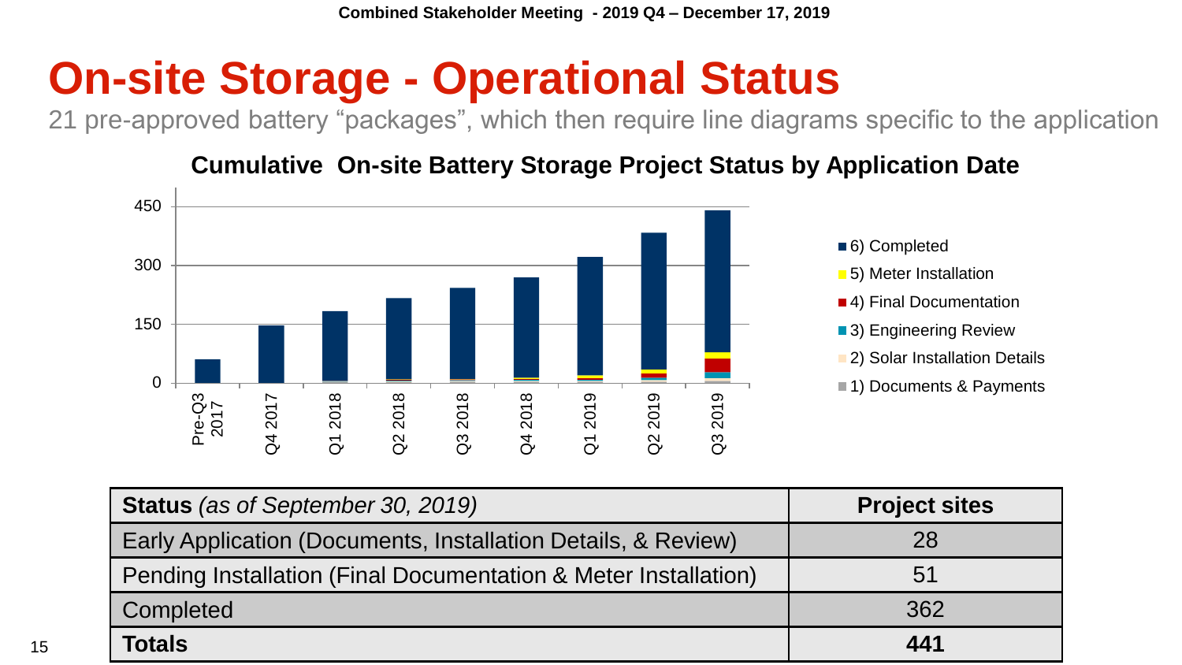# On-site Storage - Operational Status

21 pre-approved battery “packages”, which then require line diagrams specific to the application

**Cumulative On-site Battery Storage Project Status by Application Date**

| Status *(as of September 30, 2019)* | Project sites |
|---|---|
| Early Application (Documents, Installation Details, & Review) | 28 |
| Pending Installation (Final Documentation & Meter Installation) | 51 |
| Completed | 362 |
| **Totals** | **441** |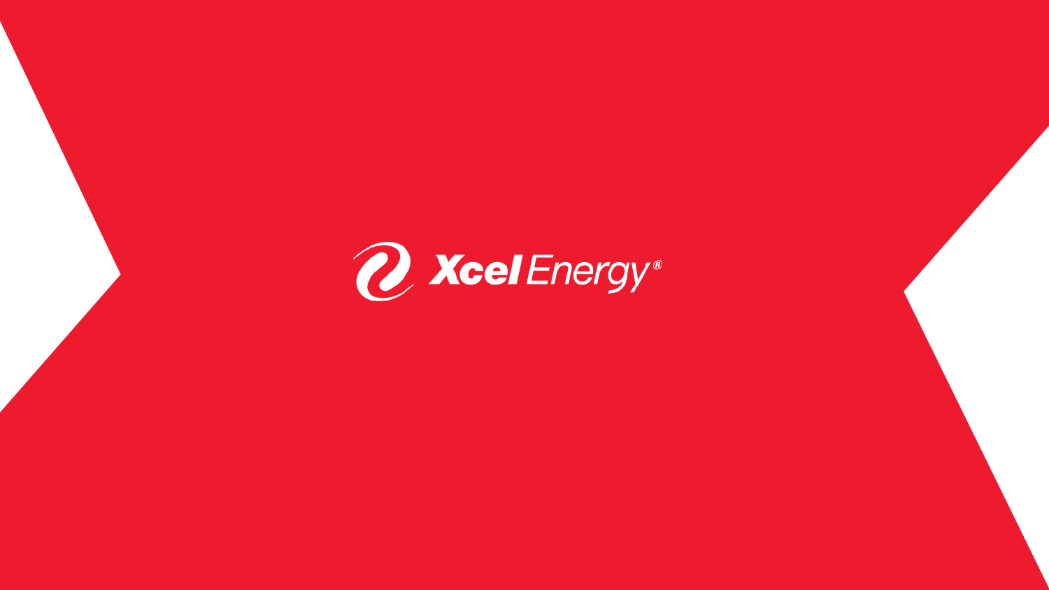Xcel Energy®